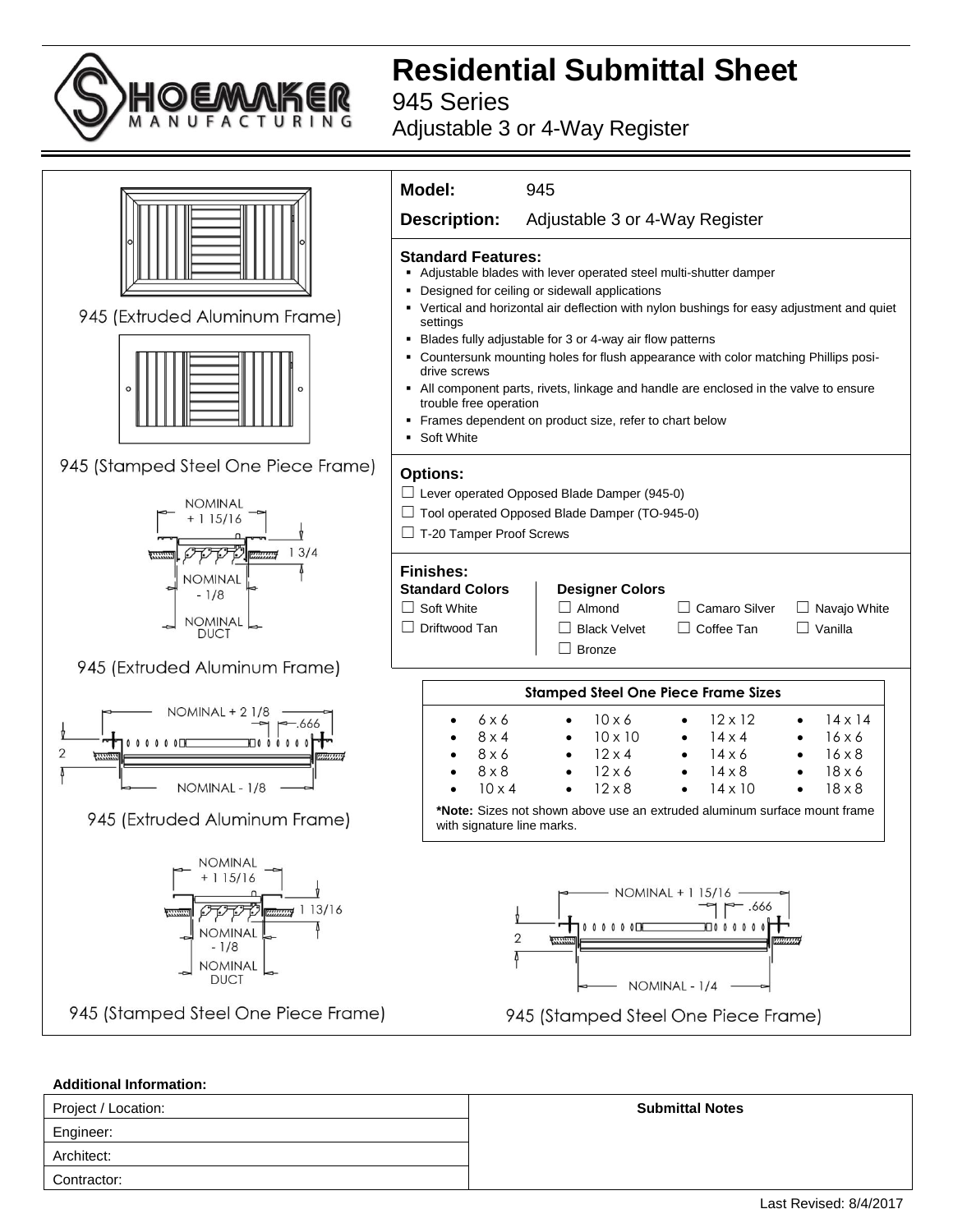# Residential Submittal Sheet

## 945 Series

### Adjustable 3 or 4-Way Register

945 (Extruded Aluminum Frame)

945 (Stamped Steel One Piece Frame)

NOMINAL + 1 15/16

1 3/4

NOMINAL - 1/8

NOMINAL DUCT

945 (Extruded Aluminum Frame)

NOMINAL + 2 1/8

.666

2

NOMINAL - 1/8

945 (Extruded Aluminum Frame)

NOMINAL + 1 15/16

1 13/16

NOMINAL - 1/8

NOMINAL DUCT

945 (Stamped Steel One Piece Frame)

**Model:** 945

**Description:** Adjustable 3 or 4-Way Register

**Standard Features:**

- Adjustable blades with lever operated steel multi-shutter damper
- Designed for ceiling or sidewall applications
- Vertical and horizontal air deflection with nylon bushings for easy adjustment and quiet settings
- Blades fully adjustable for 3 or 4-way air flow patterns
- Countersunk mounting holes for flush appearance with color matching Phillips posi-drive screws
- All component parts, rivets, linkage and handle are enclosed in the valve to ensure trouble free operation
- Frames dependent on product size, refer to chart below
- Soft White

**Options:**

☐ Lever operated Opposed Blade Damper (945-0)

☐ Tool operated Opposed Blade Damper (TO-945-0)

☐ T-20 Tamper Proof Screws

**Finishes:**

| Standard Colors | Designer Colors | | |
|---|---|---|---|
| ☐ Soft White | ☐ Almond | ☐ Camaro Silver | ☐ Navajo White |
| ☐ Driftwood Tan | ☐ Black Velvet | ☐ Coffee Tan | ☐ Vanilla |
| | ☐ Bronze | | |

**Stamped Steel One Piece Frame Sizes**

| | | | |
|---|---|---|---|
| 6 x 6 | 10 x 6 | 12 x 12 | 14 x 14 |
| 8 x 4 | 10 x 10 | 14 x 4 | 16 x 6 |
| 8 x 6 | 12 x 4 | 14 x 6 | 16 x 8 |
| 8 x 8 | 12 x 6 | 14 x 8 | 18 x 6 |
| 10 x 4 | 12 x 8 | 14 x 10 | 18 x 8 |

***Note:** Sizes not shown above use an extruded aluminum surface mount frame with signature line marks.

NOMINAL + 1 15/16

.666

2

NOMINAL - 1/4

945 (Stamped Steel One Piece Frame)

**Additional Information:**

| Project / Location: | **Submittal Notes** |
|---|---|
| Engineer: | |
| Architect: | |
| Contractor: | |

Last Revised: 8/4/2017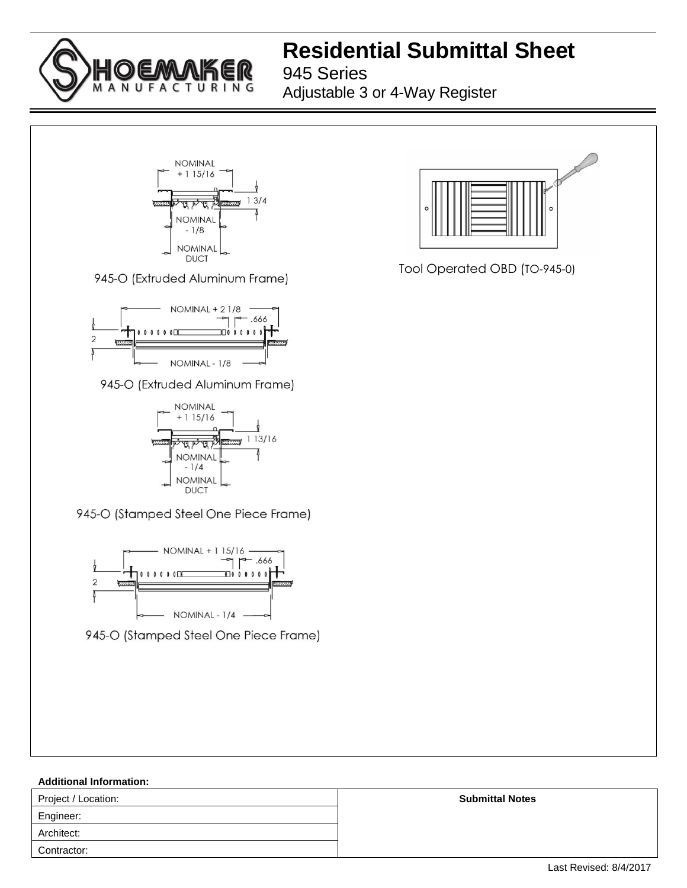# Residential Submittal Sheet

945 Series

Adjustable 3 or 4-Way Register

NOMINAL + 1 15/16

1 3/4

NOMINAL - 1/8

NOMINAL DUCT

945-O (Extruded Aluminum Frame)

NOMINAL + 2 1/8

.666

2

NOMINAL - 1/8

945-O (Extruded Aluminum Frame)

NOMINAL + 1 15/16

1 13/16

NOMINAL - 1/4

NOMINAL DUCT

945-O (Stamped Steel One Piece Frame)

NOMINAL + 1 15/16

.666

2

NOMINAL - 1/4

945-O (Stamped Steel One Piece Frame)

Tool Operated OBD (TO-945-0)

**Additional Information:**

| | |
|---|---|
| Project / Location: | **Submittal Notes** |
| Engineer: | |
| Architect: | |
| Contractor: | |

Last Revised: 8/4/2017